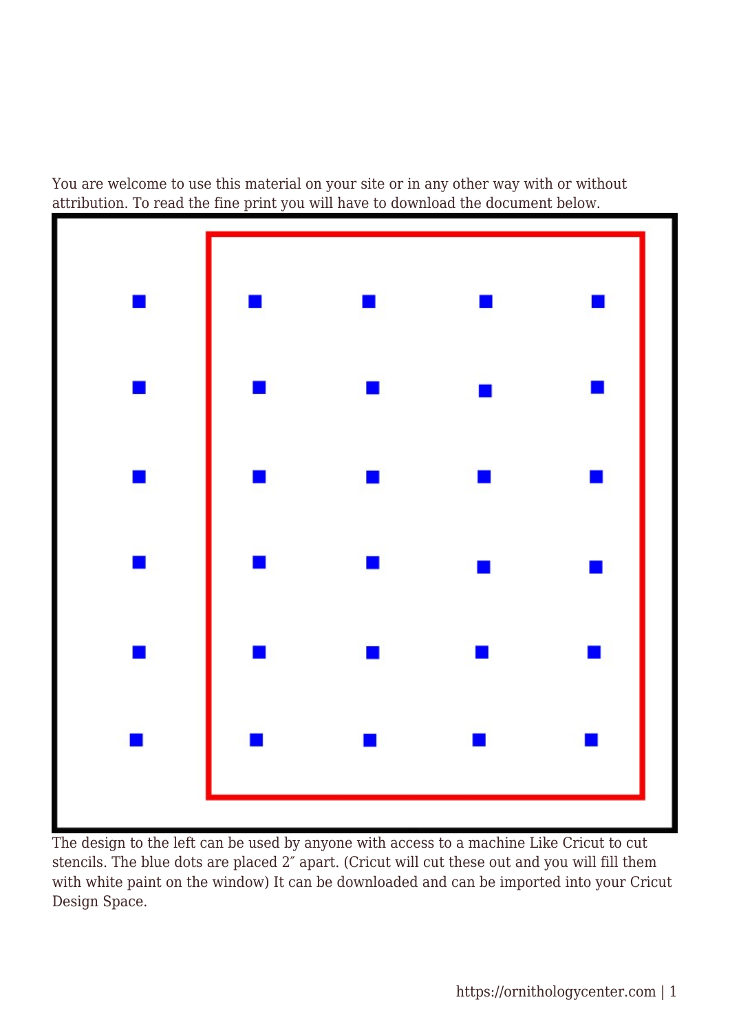You are welcome to use this material on your site or in any other way with or without attribution. To read the fine print you will have to download the document below.

The design to the left can be used by anyone with access to a machine Like Cricut to cut stencils. The blue dots are placed 2″ apart. (Cricut will cut these out and you will fill them with white paint on the window) It can be downloaded and can be imported into your Cricut Design Space.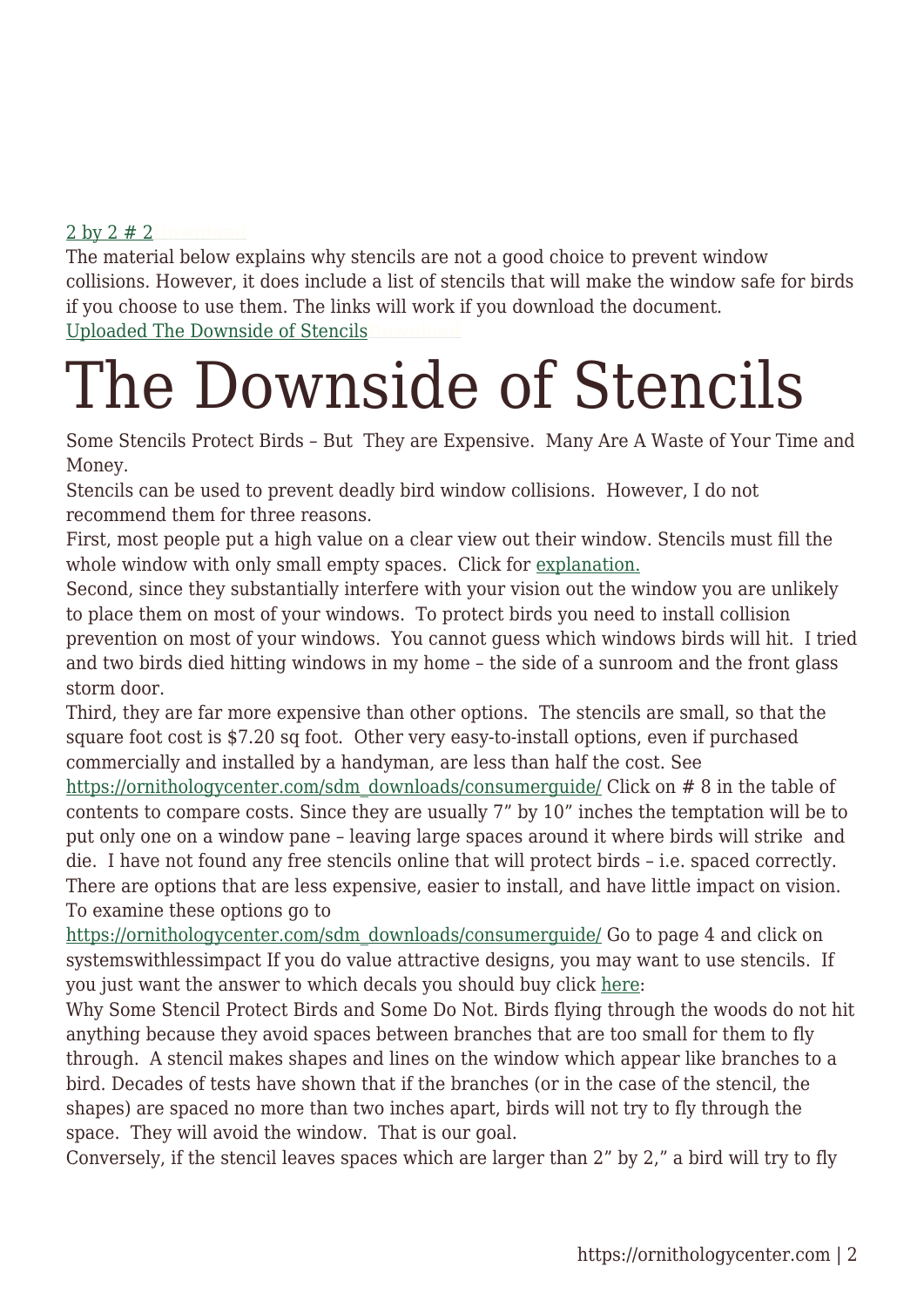[2 by 2 # 2](#)

The material below explains why stencils are not a good choice to prevent window collisions. However, it does include a list of stencils that will make the window safe for birds if you choose to use them. The links will work if you download the document.

[Uploaded The Downside of Stencils](#)

# The Downside of Stencils

Some Stencils Protect Birds – But They are Expensive. Many Are A Waste of Your Time and Money.

Stencils can be used to prevent deadly bird window collisions. However, I do not recommend them for three reasons.

First, most people put a high value on a clear view out their window. Stencils must fill the whole window with only small empty spaces. Click for [explanation.](#)

Second, since they substantially interfere with your vision out the window you are unlikely to place them on most of your windows. To protect birds you need to install collision prevention on most of your windows. You cannot guess which windows birds will hit. I tried and two birds died hitting windows in my home – the side of a sunroom and the front glass storm door.

Third, they are far more expensive than other options. The stencils are small, so that the square foot cost is $7.20 sq foot. Other very easy-to-install options, even if purchased commercially and installed by a handyman, are less than half the cost. See [https://ornithologycenter.com/sdm_downloads/consumerguide/](https://ornithologycenter.com/sdm_downloads/consumerguide/) Click on # 8 in the table of contents to compare costs. Since they are usually 7" by 10" inches the temptation will be to put only one on a window pane – leaving large spaces around it where birds will strike and die. I have not found any free stencils online that will protect birds – i.e. spaced correctly. There are options that are less expensive, easier to install, and have little impact on vision. To examine these options go to [https://ornithologycenter.com/sdm_downloads/consumerguide/](https://ornithologycenter.com/sdm_downloads/consumerguide/) Go to page 4 and click on systemswithlessimpact If you do value attractive designs, you may want to use stencils. If you just want the answer to which decals you should buy click [here](#):

Why Some Stencil Protect Birds and Some Do Not. Birds flying through the woods do not hit anything because they avoid spaces between branches that are too small for them to fly through. A stencil makes shapes and lines on the window which appear like branches to a bird. Decades of tests have shown that if the branches (or in the case of the stencil, the shapes) are spaced no more than two inches apart, birds will not try to fly through the space. They will avoid the window. That is our goal.

Conversely, if the stencil leaves spaces which are larger than 2" by 2," a bird will try to fly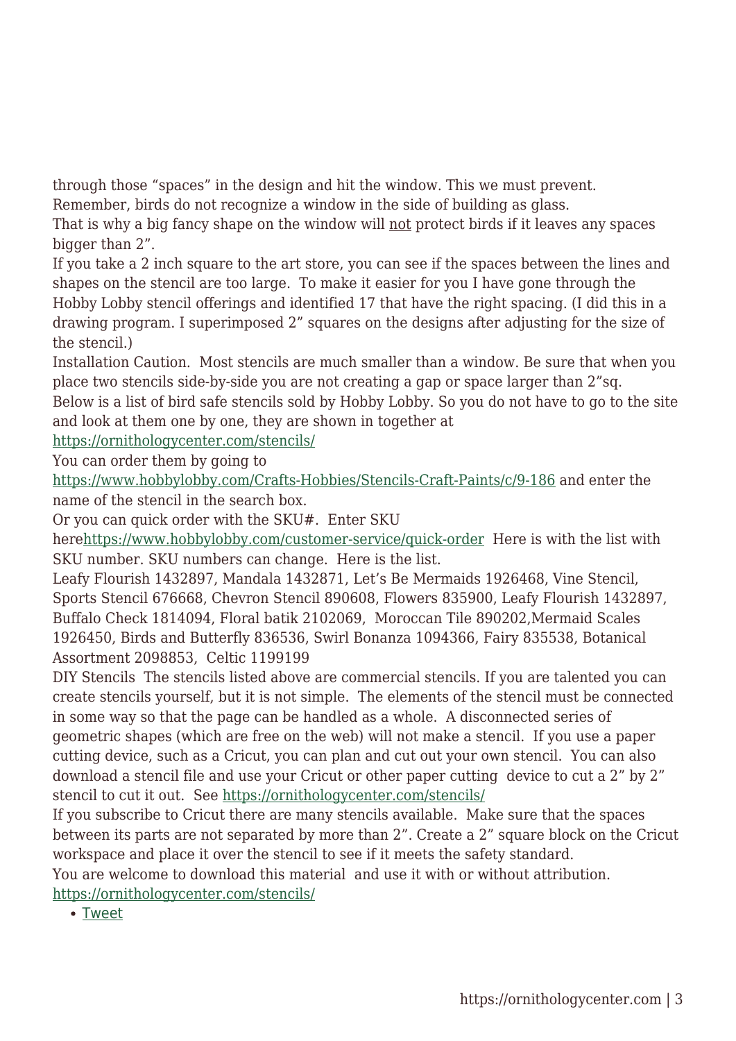through those "spaces" in the design and hit the window. This we must prevent.
Remember, birds do not recognize a window in the side of building as glass.
That is why a big fancy shape on the window will not protect birds if it leaves any spaces bigger than 2".
If you take a 2 inch square to the art store, you can see if the spaces between the lines and shapes on the stencil are too large. To make it easier for you I have gone through the Hobby Lobby stencil offerings and identified 17 that have the right spacing. (I did this in a drawing program. I superimposed 2" squares on the designs after adjusting for the size of the stencil.)
Installation Caution. Most stencils are much smaller than a window. Be sure that when you place two stencils side-by-side you are not creating a gap or space larger than 2"sq.
Below is a list of bird safe stencils sold by Hobby Lobby. So you do not have to go to the site and look at them one by one, they are shown in together at
https://ornithologycenter.com/stencils/
You can order them by going to
https://www.hobbylobby.com/Crafts-Hobbies/Stencils-Craft-Paints/c/9-186 and enter the name of the stencil in the search box.
Or you can quick order with the SKU#. Enter SKU herehttps://www.hobbylobby.com/customer-service/quick-order Here is with the list with SKU number. SKU numbers can change. Here is the list.
Leafy Flourish 1432897, Mandala 1432871, Let's Be Mermaids 1926468, Vine Stencil, Sports Stencil 676668, Chevron Stencil 890608, Flowers 835900, Leafy Flourish 1432897, Buffalo Check 1814094, Floral batik 2102069, Moroccan Tile 890202,Mermaid Scales 1926450, Birds and Butterfly 836536, Swirl Bonanza 1094366, Fairy 835538, Botanical Assortment 2098853, Celtic 1199199
DIY Stencils The stencils listed above are commercial stencils. If you are talented you can create stencils yourself, but it is not simple. The elements of the stencil must be connected in some way so that the page can be handled as a whole. A disconnected series of geometric shapes (which are free on the web) will not make a stencil. If you use a paper cutting device, such as a Cricut, you can plan and cut out your own stencil. You can also download a stencil file and use your Cricut or other paper cutting device to cut a 2" by 2" stencil to cut it out. See https://ornithologycenter.com/stencils/
If you subscribe to Cricut there are many stencils available. Make sure that the spaces between its parts are not separated by more than 2". Create a 2" square block on the Cricut workspace and place it over the stencil to see if it meets the safety standard.
You are welcome to download this material and use it with or without attribution.
https://ornithologycenter.com/stencils/

- Tweet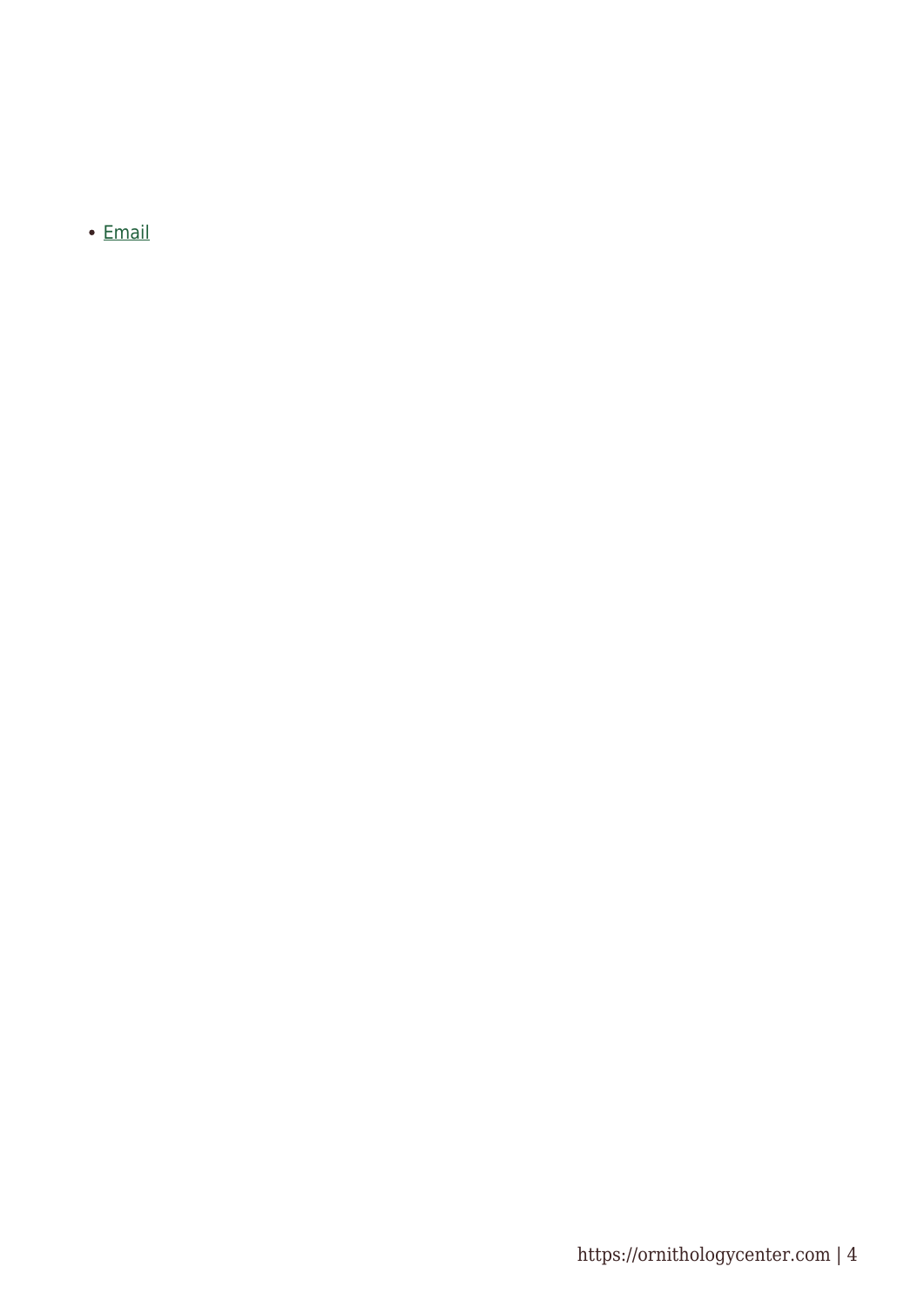- Email